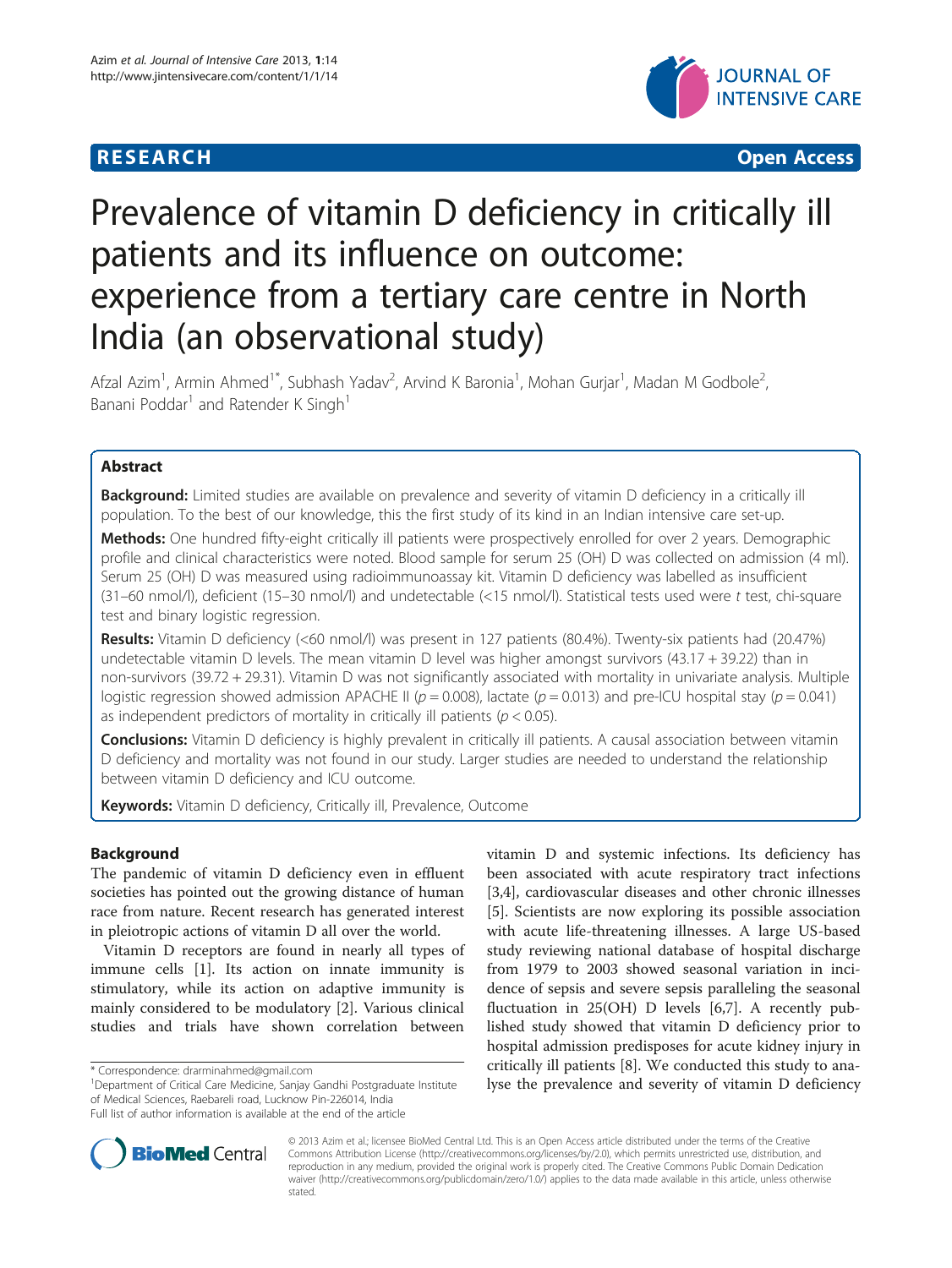RESEARCH Open Access

# Prevalence of vitamin D deficiency in critically ill patients and its influence on outcome: experience from a tertiary care centre in North India (an observational study)

Afzal Azim[1], Armin Ahmed[1*], Subhash Yadav[2], Arvind K Baronia[1], Mohan Gurjar[1], Madan M Godbole[2], Banani Poddar[1] and Ratender K Singh[1]

## Abstract

**Background:** Limited studies are available on prevalence and severity of vitamin D deficiency in a critically ill population. To the best of our knowledge, this the first study of its kind in an Indian intensive care set-up.

**Methods:** One hundred fifty-eight critically ill patients were prospectively enrolled for over 2 years. Demographic profile and clinical characteristics were noted. Blood sample for serum 25 (OH) D was collected on admission (4 ml). Serum 25 (OH) D was measured using radioimmunoassay kit. Vitamin D deficiency was labelled as insufficient (31–60 nmol/l), deficient (15–30 nmol/l) and undetectable (<15 nmol/l). Statistical tests used were t test, chi-square test and binary logistic regression.

**Results:** Vitamin D deficiency (<60 nmol/l) was present in 127 patients (80.4%). Twenty-six patients had (20.47%) undetectable vitamin D levels. The mean vitamin D level was higher amongst survivors (43.17 + 39.22) than in non-survivors (39.72 + 29.31). Vitamin D was not significantly associated with mortality in univariate analysis. Multiple logistic regression showed admission APACHE II ($p = 0.008$), lactate ($p = 0.013$) and pre-ICU hospital stay ($p = 0.041$) as independent predictors of mortality in critically ill patients ($p < 0.05$).

**Conclusions:** Vitamin D deficiency is highly prevalent in critically ill patients. A causal association between vitamin D deficiency and mortality was not found in our study. Larger studies are needed to understand the relationship between vitamin D deficiency and ICU outcome.

**Keywords:** Vitamin D deficiency, Critically ill, Prevalence, Outcome

## Background

The pandemic of vitamin D deficiency even in effluent societies has pointed out the growing distance of human race from nature. Recent research has generated interest in pleiotropic actions of vitamin D all over the world.

Vitamin D receptors are found in nearly all types of immune cells [1]. Its action on innate immunity is stimulatory, while its action on adaptive immunity is mainly considered to be modulatory [2]. Various clinical studies and trials have shown correlation between vitamin D and systemic infections. Its deficiency has been associated with acute respiratory tract infections [3,4], cardiovascular diseases and other chronic illnesses [5]. Scientists are now exploring its possible association with acute life-threatening illnesses. A large US-based study reviewing national database of hospital discharge from 1979 to 2003 showed seasonal variation in incidence of sepsis and severe sepsis paralleling the seasonal fluctuation in 25(OH) D levels [6,7]. A recently published study showed that vitamin D deficiency prior to hospital admission predisposes for acute kidney injury in critically ill patients [8]. We conducted this study to analyse the prevalence and severity of vitamin D deficiency

\* Correspondence: drarminahmed@gmail.com
[1]Department of Critical Care Medicine, Sanjay Gandhi Postgraduate Institute of Medical Sciences, Raebareli road, Lucknow Pin-226014, India
Full list of author information is available at the end of the article

© 2013 Azim et al.; licensee BioMed Central Ltd. This is an Open Access article distributed under the terms of the Creative Commons Attribution License (http://creativecommons.org/licenses/by/2.0), which permits unrestricted use, distribution, and reproduction in any medium, provided the original work is properly cited. The Creative Commons Public Domain Dedication waiver (http://creativecommons.org/publicdomain/zero/1.0/) applies to the data made available in this article, unless otherwise stated.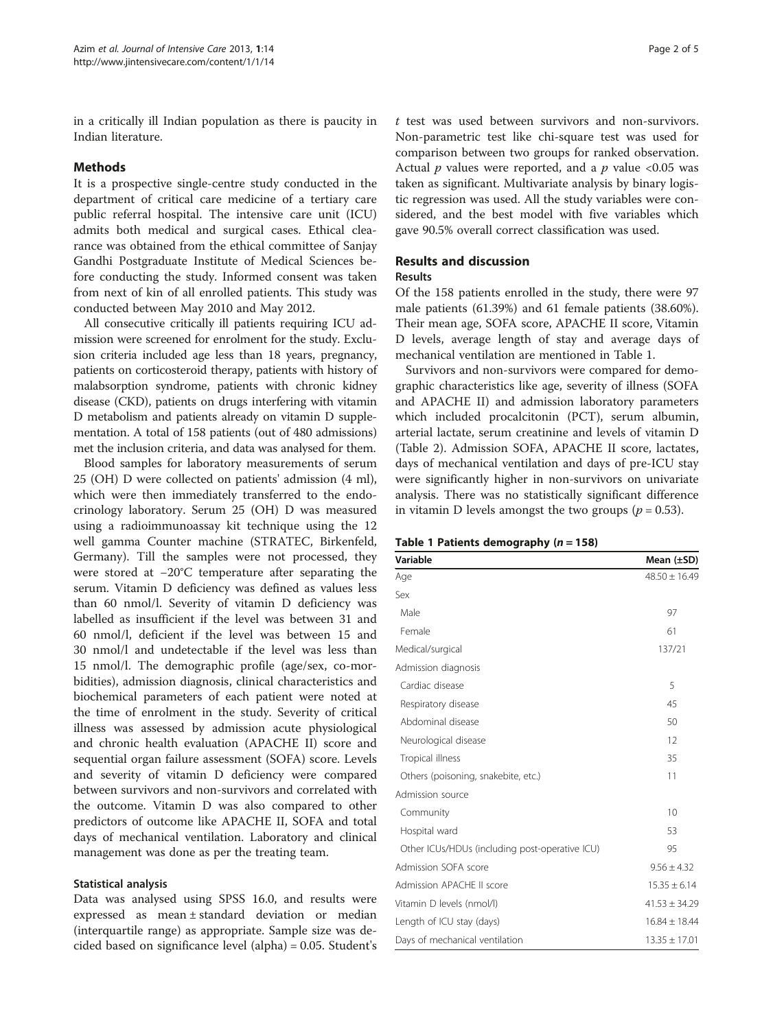in a critically ill Indian population as there is paucity in Indian literature.

## Methods

It is a prospective single-centre study conducted in the department of critical care medicine of a tertiary care public referral hospital. The intensive care unit (ICU) admits both medical and surgical cases. Ethical clearance was obtained from the ethical committee of Sanjay Gandhi Postgraduate Institute of Medical Sciences before conducting the study. Informed consent was taken from next of kin of all enrolled patients. This study was conducted between May 2010 and May 2012.

All consecutive critically ill patients requiring ICU admission were screened for enrolment for the study. Exclusion criteria included age less than 18 years, pregnancy, patients on corticosteroid therapy, patients with history of malabsorption syndrome, patients with chronic kidney disease (CKD), patients on drugs interfering with vitamin D metabolism and patients already on vitamin D supplementation. A total of 158 patients (out of 480 admissions) met the inclusion criteria, and data was analysed for them.

Blood samples for laboratory measurements of serum 25 (OH) D were collected on patients' admission (4 ml), which were then immediately transferred to the endocrinology laboratory. Serum 25 (OH) D was measured using a radioimmunoassay kit technique using the 12 well gamma Counter machine (STRATEC, Birkenfeld, Germany). Till the samples were not processed, they were stored at −20°C temperature after separating the serum. Vitamin D deficiency was defined as values less than 60 nmol/l. Severity of vitamin D deficiency was labelled as insufficient if the level was between 31 and 60 nmol/l, deficient if the level was between 15 and 30 nmol/l and undetectable if the level was less than 15 nmol/l. The demographic profile (age/sex, co-morbidities), admission diagnosis, clinical characteristics and biochemical parameters of each patient were noted at the time of enrolment in the study. Severity of critical illness was assessed by admission acute physiological and chronic health evaluation (APACHE II) score and sequential organ failure assessment (SOFA) score. Levels and severity of vitamin D deficiency were compared between survivors and non-survivors and correlated with the outcome. Vitamin D was also compared to other predictors of outcome like APACHE II, SOFA and total days of mechanical ventilation. Laboratory and clinical management was done as per the treating team.

### Statistical analysis

Data was analysed using SPSS 16.0, and results were expressed as mean ± standard deviation or median (interquartile range) as appropriate. Sample size was decided based on significance level (alpha) = 0.05. Student's *t* test was used between survivors and non-survivors. Non-parametric test like chi-square test was used for comparison between two groups for ranked observation. Actual *p* values were reported, and a $p$ value <0.05 was taken as significant. Multivariate analysis by binary logistic regression was used. All the study variables were considered, and the best model with five variables which gave 90.5% overall correct classification was used.

## Results and discussion

### Results

Of the 158 patients enrolled in the study, there were 97 male patients (61.39%) and 61 female patients (38.60%). Their mean age, SOFA score, APACHE II score, Vitamin D levels, average length of stay and average days of mechanical ventilation are mentioned in Table 1.

Survivors and non-survivors were compared for demographic characteristics like age, severity of illness (SOFA and APACHE II) and admission laboratory parameters which included procalcitonin (PCT), serum albumin, arterial lactate, serum creatinine and levels of vitamin D (Table 2). Admission SOFA, APACHE II score, lactates, days of mechanical ventilation and days of pre-ICU stay were significantly higher in non-survivors on univariate analysis. There was no statistically significant difference in vitamin D levels amongst the two groups ($p = 0.53$).

**Table 1 Patients demography ($n = 158$)**

| Variable | Mean (±SD) |
|---|---|
| Age | 48.50 ± 16.49 |
| Sex | |
| Male | 97 |
| Female | 61 |
| Medical/surgical | 137/21 |
| Admission diagnosis | |
| Cardiac disease | 5 |
| Respiratory disease | 45 |
| Abdominal disease | 50 |
| Neurological disease | 12 |
| Tropical illness | 35 |
| Others (poisoning, snakebite, etc.) | 11 |
| Admission source | |
| Community | 10 |
| Hospital ward | 53 |
| Other ICUs/HDUs (including post-operative ICU) | 95 |
| Admission SOFA score | 9.56 ± 4.32 |
| Admission APACHE II score | 15.35 ± 6.14 |
| Vitamin D levels (nmol/l) | 41.53 ± 34.29 |
| Length of ICU stay (days) | 16.84 ± 18.44 |
| Days of mechanical ventilation | 13.35 ± 17.01 |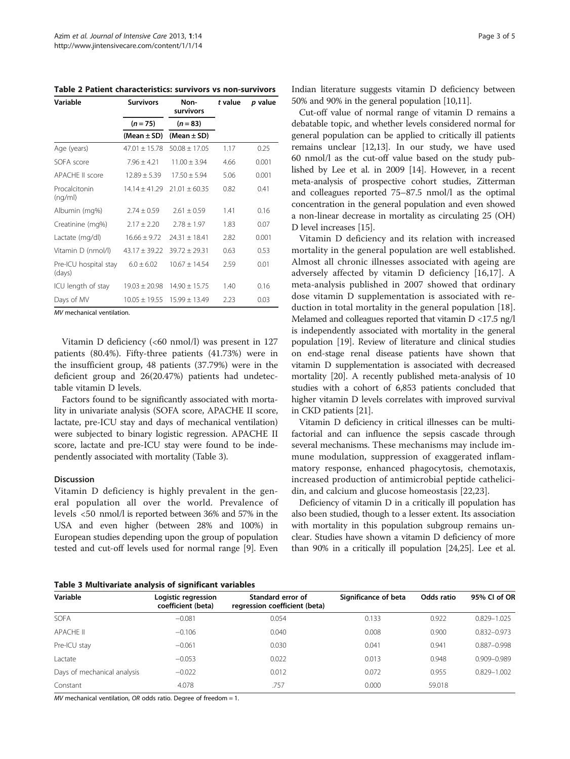**Table 2 Patient characteristics: survivors vs non-survivors**

| Variable | Survivors | Non-survivors | t value | p value |
|---|---|---|---|---|
| | (n = 75) | (n = 83) | | |
| | (Mean ± SD) | (Mean ± SD) | | |
| Age (years) | 47.01 ± 15.78 | 50.08 ± 17.05 | 1.17 | 0.25 |
| SOFA score | 7.96 ± 4.21 | 11.00 ± 3.94 | 4.66 | 0.001 |
| APACHE II score | 12.89 ± 5.39 | 17.50 ± 5.94 | 5.06 | 0.001 |
| Procalcitonin (ng/ml) | 14.14 ± 41.29 | 21.01 ± 60.35 | 0.82 | 0.41 |
| Albumin (mg%) | 2.74 ± 0.59 | 2.61 ± 0.59 | 1.41 | 0.16 |
| Creatinine (mg%) | 2.17 ± 2.20 | 2.78 ± 1.97 | 1.83 | 0.07 |
| Lactate (mg/dl) | 16.66 ± 9.72 | 24.31 ± 18.41 | 2.82 | 0.001 |
| Vitamin D (nmol/l) | 43.17 ± 39.22 | 39.72 ± 29.31 | 0.63 | 0.53 |
| Pre-ICU hospital stay (days) | 6.0 ± 6.02 | 10.67 ± 14.54 | 2.59 | 0.01 |
| ICU length of stay | 19.03 ± 20.98 | 14.90 ± 15.75 | 1.40 | 0.16 |
| Days of MV | 10.05 ± 19.55 | 15.99 ± 13.49 | 2.23 | 0.03 |

*MV* mechanical ventilation.

Vitamin D deficiency (<60 nmol/l) was present in 127 patients (80.4%). Fifty-three patients (41.73%) were in the insufficient group, 48 patients (37.79%) were in the deficient group and 26(20.47%) patients had undetectable vitamin D levels.

Factors found to be significantly associated with mortality in univariate analysis (SOFA score, APACHE II score, lactate, pre-ICU stay and days of mechanical ventilation) were subjected to binary logistic regression. APACHE II score, lactate and pre-ICU stay were found to be independently associated with mortality (Table 3).

## Discussion

Vitamin D deficiency is highly prevalent in the general population all over the world. Prevalence of levels <50 nmol/l is reported between 36% and 57% in the USA and even higher (between 28% and 100%) in European studies depending upon the group of population tested and cut-off levels used for normal range [9]. Even Indian literature suggests vitamin D deficiency between 50% and 90% in the general population [10,11].

Cut-off value of normal range of vitamin D remains a debatable topic, and whether levels considered normal for general population can be applied to critically ill patients remains unclear [12,13]. In our study, we have used 60 nmol/l as the cut-off value based on the study published by Lee et al. in 2009 [14]. However, in a recent meta-analysis of prospective cohort studies, Zitterman and colleagues reported 75–87.5 nmol/l as the optimal concentration in the general population and even showed a non-linear decrease in mortality as circulating 25 (OH) D level increases [15].

Vitamin D deficiency and its relation with increased mortality in the general population are well established. Almost all chronic illnesses associated with ageing are adversely affected by vitamin D deficiency [16,17]. A meta-analysis published in 2007 showed that ordinary dose vitamin D supplementation is associated with reduction in total mortality in the general population [18]. Melamed and colleagues reported that vitamin D <17.5 ng/l is independently associated with mortality in the general population [19]. Review of literature and clinical studies on end-stage renal disease patients have shown that vitamin D supplementation is associated with decreased mortality [20]. A recently published meta-analysis of 10 studies with a cohort of 6,853 patients concluded that higher vitamin D levels correlates with improved survival in CKD patients [21].

Vitamin D deficiency in critical illnesses can be multifactorial and can influence the sepsis cascade through several mechanisms. These mechanisms may include immune modulation, suppression of exaggerated inflammatory response, enhanced phagocytosis, chemotaxis, increased production of antimicrobial peptide cathelicidin, and calcium and glucose homeostasis [22,23].

Deficiency of vitamin D in a critically ill population has also been studied, though to a lesser extent. Its association with mortality in this population subgroup remains unclear. Studies have shown a vitamin D deficiency of more than 90% in a critically ill population [24,25]. Lee et al.

**Table 3 Multivariate analysis of significant variables**

| Variable | Logistic regression coefficient (beta) | Standard error of regression coefficient (beta) | Significance of beta | Odds ratio | 95% CI of OR |
|---|---|---|---|---|---|
| SOFA | −0.081 | 0.054 | 0.133 | 0.922 | 0.829–1.025 |
| APACHE II | −0.106 | 0.040 | 0.008 | 0.900 | 0.832–0.973 |
| Pre-ICU stay | −0.061 | 0.030 | 0.041 | 0.941 | 0.887–0.998 |
| Lactate | −0.053 | 0.022 | 0.013 | 0.948 | 0.909–0.989 |
| Days of mechanical analysis | −0.022 | 0.012 | 0.072 | 0.955 | 0.829–1.002 |
| Constant | 4.078 | .757 | 0.000 | 59.018 | |

*MV* mechanical ventilation, *OR* odds ratio. Degree of freedom = 1.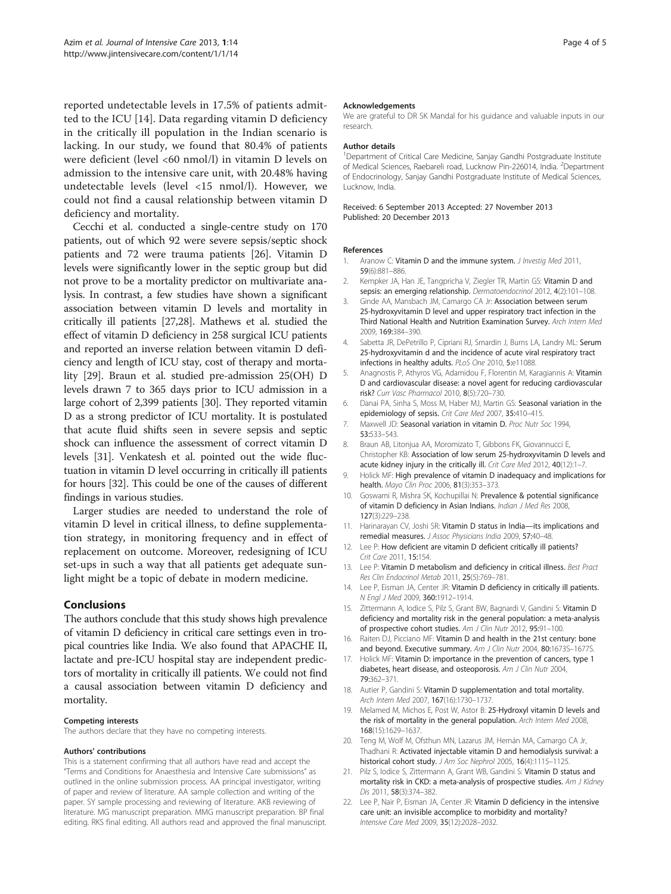reported undetectable levels in 17.5% of patients admitted to the ICU [14]. Data regarding vitamin D deficiency in the critically ill population in the Indian scenario is lacking. In our study, we found that 80.4% of patients were deficient (level <60 nmol/l) in vitamin D levels on admission to the intensive care unit, with 20.48% having undetectable levels (level <15 nmol/l). However, we could not find a causal relationship between vitamin D deficiency and mortality.

Cecchi et al. conducted a single-centre study on 170 patients, out of which 92 were severe sepsis/septic shock patients and 72 were trauma patients [26]. Vitamin D levels were significantly lower in the septic group but did not prove to be a mortality predictor on multivariate analysis. In contrast, a few studies have shown a significant association between vitamin D levels and mortality in critically ill patients [27,28]. Mathews et al. studied the effect of vitamin D deficiency in 258 surgical ICU patients and reported an inverse relation between vitamin D deficiency and length of ICU stay, cost of therapy and mortality [29]. Braun et al. studied pre-admission 25(OH) D levels drawn 7 to 365 days prior to ICU admission in a large cohort of 2,399 patients [30]. They reported vitamin D as a strong predictor of ICU mortality. It is postulated that acute fluid shifts seen in severe sepsis and septic shock can influence the assessment of correct vitamin D levels [31]. Venkatesh et al. pointed out the wide fluctuation in vitamin D level occurring in critically ill patients for hours [32]. This could be one of the causes of different findings in various studies.

Larger studies are needed to understand the role of vitamin D level in critical illness, to define supplementation strategy, in monitoring frequency and in effect of replacement on outcome. Moreover, redesigning of ICU set-ups in such a way that all patients get adequate sunlight might be a topic of debate in modern medicine.

## Conclusions

The authors conclude that this study shows high prevalence of vitamin D deficiency in critical care settings even in tropical countries like India. We also found that APACHE II, lactate and pre-ICU hospital stay are independent predictors of mortality in critically ill patients. We could not find a causal association between vitamin D deficiency and mortality.

#### Competing interests

The authors declare that they have no competing interests.

#### Authors' contributions

This is a statement confirming that all authors have read and accept the "Terms and Conditions for Anaesthesia and Intensive Care submissions" as outlined in the online submission process. AA principal investigator, writing of paper and review of literature. AA sample collection and writing of the paper. SY sample processing and reviewing of literature. AKB reviewing of literature. MG manuscript preparation. MMG manuscript preparation. BP final editing. RKS final editing. All authors read and approved the final manuscript.

#### Acknowledgements

We are grateful to DR SK Mandal for his guidance and valuable inputs in our research.

#### Author details

[1]Department of Critical Care Medicine, Sanjay Gandhi Postgraduate Institute of Medical Sciences, Raebareli road, Lucknow Pin-226014, India. [2]Department of Endocrinology, Sanjay Gandhi Postgraduate Institute of Medical Sciences, Lucknow, India.

Received: 6 September 2013 Accepted: 27 November 2013
Published: 20 December 2013

#### References

1. Aranow C: **Vitamin D and the immune system.** *J Investig Med* 2011, **59**(6):881–886.
2. Kempker JA, Han JE, Tangpricha V, Ziegler TR, Martin GS: **Vitamin D and sepsis: an emerging relationship.** *Dermatoendocrinol* 2012, **4**(2):101–108.
3. Ginde AA, Mansbach JM, Camargo CA Jr: **Association between serum 25-hydroxyvitamin D level and upper respiratory tract infection in the Third National Health and Nutrition Examination Survey.** *Arch Intern Med* 2009, **169**:384–390.
4. Sabetta JR, DePetrillo P, Cipriani RJ, Smardin J, Burns LA, Landry ML: **Serum 25-hydroxyvitamin d and the incidence of acute viral respiratory tract infections in healthy adults.** *PLoS One* 2010, **5**:e11088.
5. Anagnostis P, Athyros VG, Adamidou F, Florentin M, Karagiannis A: **Vitamin D and cardiovascular disease: a novel agent for reducing cardiovascular risk?** *Curr Vasc Pharmacol* 2010, **8**(5):720–730.
6. Danai PA, Sinha S, Moss M, Haber MJ, Martin GS: **Seasonal variation in the epidemiology of sepsis.** *Crit Care Med* 2007, **35**:410–415.
7. Maxwell JD: **Seasonal variation in vitamin D.** *Proc Nutr Soc* 1994, **53**:533–543.
8. Braun AB, Litonjua AA, Moromizato T, Gibbons FK, Giovannucci E, Christopher KB: **Association of low serum 25-hydroxyvitamin D levels and acute kidney injury in the critically ill.** *Crit Care Med* 2012, **40**(12):1–7.
9. Holick MF: **High prevalence of vitamin D inadequacy and implications for health.** *Mayo Clin Proc* 2006, **81**(3):353–373.
10. Goswami R, Mishra SK, Kochupillai N: **Prevalence & potential significance of vitamin D deficiency in Asian Indians.** *Indian J Med Res* 2008, **127**(3):229–238.
11. Harinarayan CV, Joshi SR: **Vitamin D status in India—its implications and remedial measures.** *J Assoc Physicians India* 2009, **57**:40–48.
12. Lee P: **How deficient are vitamin D deficient critically ill patients?** *Crit Care* 2011, **15**:154.
13. Lee P: **Vitamin D metabolism and deficiency in critical illness.** *Best Pract Res Clin Endocrinol Metab* 2011, **25**(5):769–781.
14. Lee P, Eisman JA, Center JR: **Vitamin D deficiency in critically ill patients.** *N Engl J Med* 2009, **360**:1912–1914.
15. Zittermann A, Iodice S, Pilz S, Grant BW, Bagnardi V, Gandini S: **Vitamin D deficiency and mortality risk in the general population: a meta-analysis of prospective cohort studies.** *Am J Clin Nutr* 2012, **95**:91–100.
16. Raiten DJ, Picciano MF: **Vitamin D and health in the 21st century: bone and beyond. Executive summary.** *Am J Clin Nutr* 2004, **80**:1673S–1677S.
17. Holick MF: **Vitamin D: importance in the prevention of cancers, type 1 diabetes, heart disease, and osteoporosis.** *Am J Clin Nutr* 2004, **79**:362–371.
18. Autier P, Gandini S: **Vitamin D supplementation and total mortality.** *Arch Intern Med* 2007, **167**(16):1730–1737.
19. Melamed M, Michos E, Post W, Astor B: **25-Hydroxyl vitamin D levels and the risk of mortality in the general population.** *Arch Intern Med* 2008, **168**(15):1629–1637.
20. Teng M, Wolf M, Ofsthun MN, Lazarus JM, Hernán MA, Camargo CA Jr, Thadhani R: **Activated injectable vitamin D and hemodialysis survival: a historical cohort study.** *J Am Soc Nephrol* 2005, **16**(4):1115–1125.
21. Pilz S, Iodice S, Zittermann A, Grant WB, Gandini S: **Vitamin D status and mortality risk in CKD: a meta-analysis of prospective studies.** *Am J Kidney Dis* 2011, **58**(3):374–382.
22. Lee P, Nair P, Eisman JA, Center JR: **Vitamin D deficiency in the intensive care unit: an invisible accomplice to morbidity and mortality?** *Intensive Care Med* 2009, **35**(12):2028–2032.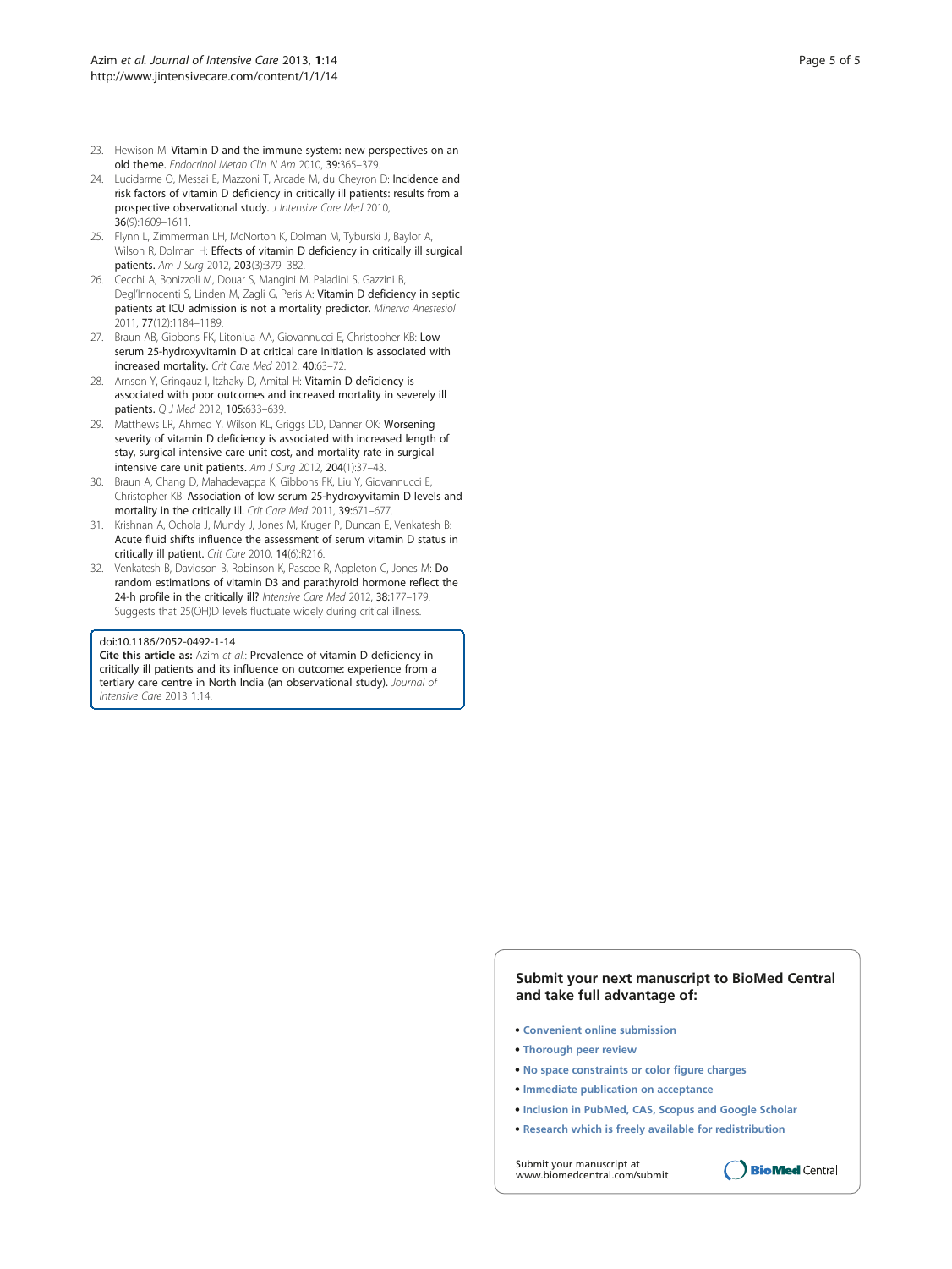23. Hewison M: **Vitamin D and the immune system: new perspectives on an old theme.** *Endocrinol Metab Clin N Am* 2010, **39**:365–379.
24. Lucidarme O, Messai E, Mazzoni T, Arcade M, du Cheyron D: **Incidence and risk factors of vitamin D deficiency in critically ill patients: results from a prospective observational study.** *J Intensive Care Med* 2010, **36**(9):1609–1611.
25. Flynn L, Zimmerman LH, McNorton K, Dolman M, Tyburski J, Baylor A, Wilson R, Dolman H: **Effects of vitamin D deficiency in critically ill surgical patients.** *Am J Surg* 2012, **203**(3):379–382.
26. Cecchi A, Bonizzoli M, Douar S, Mangini M, Paladini S, Gazzini B, Degl'Innocenti S, Linden M, Zagli G, Peris A: **Vitamin D deficiency in septic patients at ICU admission is not a mortality predictor.** *Minerva Anestesiol* 2011, **77**(12):1184–1189.
27. Braun AB, Gibbons FK, Litonjua AA, Giovannucci E, Christopher KB: **Low serum 25-hydroxyvitamin D at critical care initiation is associated with increased mortality.** *Crit Care Med* 2012, **40**:63–72.
28. Arnson Y, Gringauz I, Itzhaky D, Amital H: **Vitamin D deficiency is associated with poor outcomes and increased mortality in severely ill patients.** *Q J Med* 2012, **105**:633–639.
29. Matthews LR, Ahmed Y, Wilson KL, Griggs DD, Danner OK: **Worsening severity of vitamin D deficiency is associated with increased length of stay, surgical intensive care unit cost, and mortality rate in surgical intensive care unit patients.** *Am J Surg* 2012, **204**(1):37–43.
30. Braun A, Chang D, Mahadevappa K, Gibbons FK, Liu Y, Giovannucci E, Christopher KB: **Association of low serum 25-hydroxyvitamin D levels and mortality in the critically ill.** *Crit Care Med* 2011, **39**:671–677.
31. Krishnan A, Ochola J, Mundy J, Jones M, Kruger P, Duncan E, Venkatesh B: **Acute fluid shifts influence the assessment of serum vitamin D status in critically ill patient.** *Crit Care* 2010, **14**(6):R216.
32. Venkatesh B, Davidson B, Robinson K, Pascoe R, Appleton C, Jones M: **Do random estimations of vitamin D3 and parathyroid hormone reflect the 24-h profile in the critically ill?** *Intensive Care Med* 2012, **38**:177–179. Suggests that 25(OH)D levels fluctuate widely during critical illness.

doi:10.1186/2052-0492-1-14

**Cite this article as:** Azim *et al.*: Prevalence of vitamin D deficiency in critically ill patients and its influence on outcome: experience from a tertiary care centre in North India (an observational study). *Journal of Intensive Care* 2013 **1**:14.

**Submit your next manuscript to BioMed Central and take full advantage of:**

- **Convenient online submission**
- **Thorough peer review**
- **No space constraints or color figure charges**
- **Immediate publication on acceptance**
- **Inclusion in PubMed, CAS, Scopus and Google Scholar**
- **Research which is freely available for redistribution**

Submit your manuscript at
www.biomedcentral.com/submit

BioMed Central